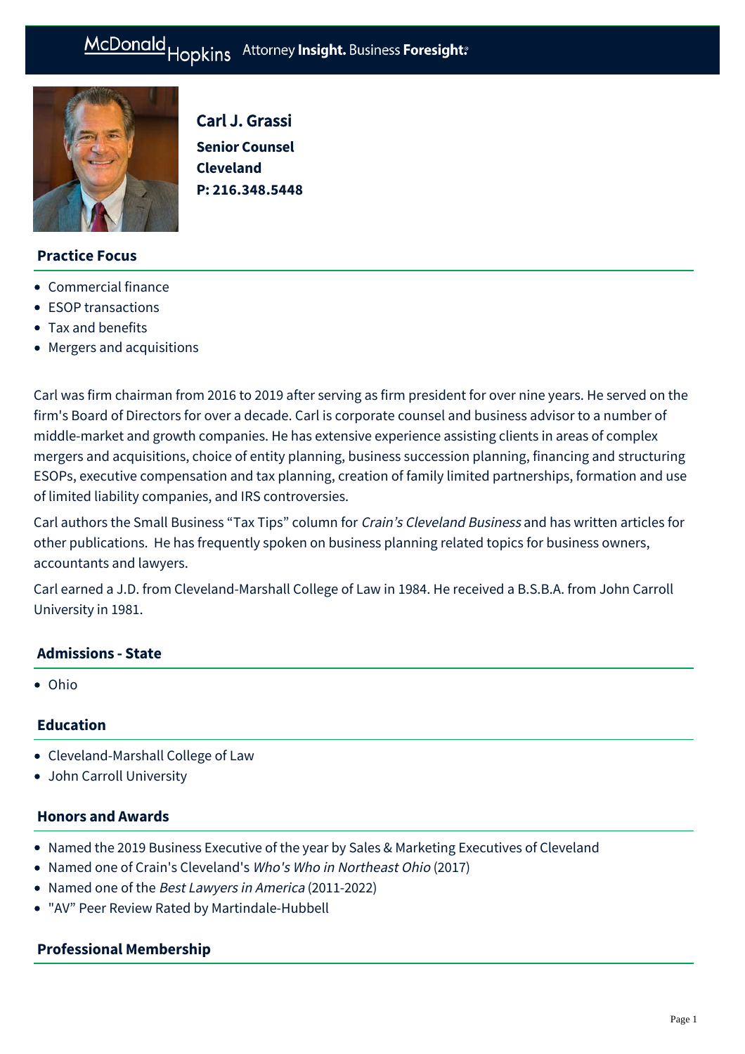# Carl J. Grassi

**Senior Counsel**
**Cleveland**
**P: 216.348.5448**

## Practice Focus

- Commercial finance
- ESOP transactions
- Tax and benefits
- Mergers and acquisitions

Carl was firm chairman from 2016 to 2019 after serving as firm president for over nine years. He served on the firm's Board of Directors for over a decade. Carl is corporate counsel and business advisor to a number of middle-market and growth companies. He has extensive experience assisting clients in areas of complex mergers and acquisitions, choice of entity planning, business succession planning, financing and structuring ESOPs, executive compensation and tax planning, creation of family limited partnerships, formation and use of limited liability companies, and IRS controversies.

Carl authors the Small Business "Tax Tips" column for *Crain's Cleveland Business* and has written articles for other publications. He has frequently spoken on business planning related topics for business owners, accountants and lawyers.

Carl earned a J.D. from Cleveland-Marshall College of Law in 1984. He received a B.S.B.A. from John Carroll University in 1981.

## Admissions - State

- Ohio

## Education

- Cleveland-Marshall College of Law
- John Carroll University

## Honors and Awards

- Named the 2019 Business Executive of the year by Sales & Marketing Executives of Cleveland
- Named one of Crain's Cleveland's *Who's Who in Northeast Ohio* (2017)
- Named one of the *Best Lawyers in America* (2011-2022)
- "AV" Peer Review Rated by Martindale-Hubbell

## Professional Membership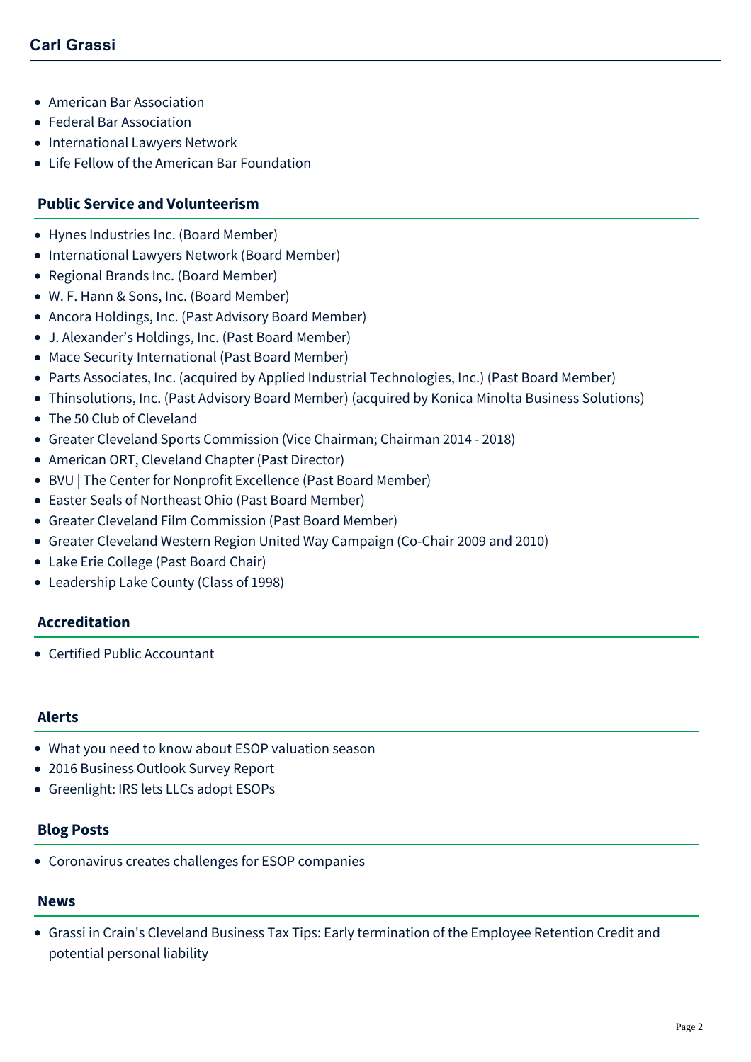- American Bar Association
- Federal Bar Association
- International Lawyers Network
- Life Fellow of the American Bar Foundation

## Public Service and Volunteerism

- Hynes Industries Inc. (Board Member)
- International Lawyers Network (Board Member)
- Regional Brands Inc. (Board Member)
- W. F. Hann & Sons, Inc. (Board Member)
- Ancora Holdings, Inc. (Past Advisory Board Member)
- J. Alexander's Holdings, Inc. (Past Board Member)
- Mace Security International (Past Board Member)
- Parts Associates, Inc. (acquired by Applied Industrial Technologies, Inc.) (Past Board Member)
- Thinsolutions, Inc. (Past Advisory Board Member) (acquired by Konica Minolta Business Solutions)
- The 50 Club of Cleveland
- Greater Cleveland Sports Commission (Vice Chairman; Chairman 2014 - 2018)
- American ORT, Cleveland Chapter (Past Director)
- BVU | The Center for Nonprofit Excellence (Past Board Member)
- Easter Seals of Northeast Ohio (Past Board Member)
- Greater Cleveland Film Commission (Past Board Member)
- Greater Cleveland Western Region United Way Campaign (Co-Chair 2009 and 2010)
- Lake Erie College (Past Board Chair)
- Leadership Lake County (Class of 1998)

## Accreditation

- Certified Public Accountant

## Alerts

- What you need to know about ESOP valuation season
- 2016 Business Outlook Survey Report
- Greenlight: IRS lets LLCs adopt ESOPs

## Blog Posts

- Coronavirus creates challenges for ESOP companies

## News

- Grassi in Crain's Cleveland Business Tax Tips: Early termination of the Employee Retention Credit and potential personal liability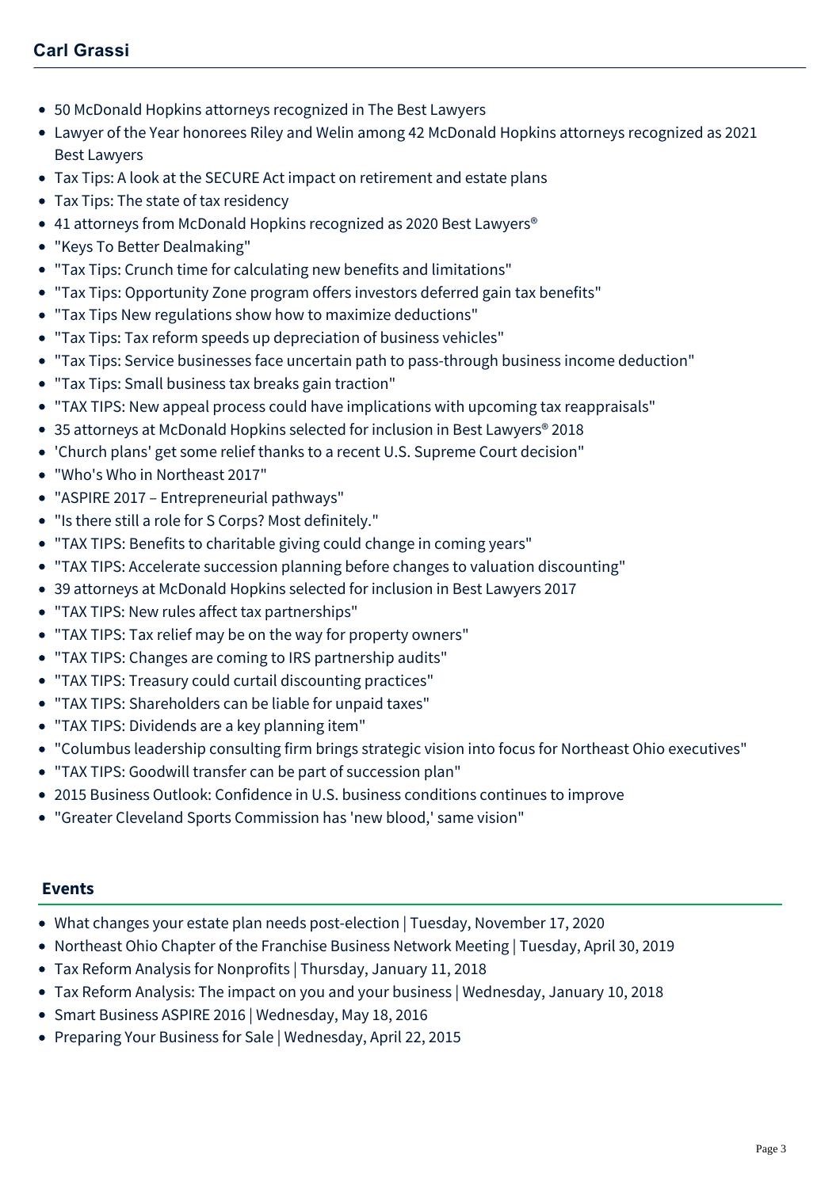- 50 McDonald Hopkins attorneys recognized in The Best Lawyers
- Lawyer of the Year honorees Riley and Welin among 42 McDonald Hopkins attorneys recognized as 2021 Best Lawyers
- Tax Tips: A look at the SECURE Act impact on retirement and estate plans
- Tax Tips: The state of tax residency
- 41 attorneys from McDonald Hopkins recognized as 2020 Best Lawyers®
- "Keys To Better Dealmaking"
- "Tax Tips: Crunch time for calculating new benefits and limitations"
- "Tax Tips: Opportunity Zone program offers investors deferred gain tax benefits"
- "Tax Tips New regulations show how to maximize deductions"
- "Tax Tips: Tax reform speeds up depreciation of business vehicles"
- "Tax Tips: Service businesses face uncertain path to pass-through business income deduction"
- "Tax Tips: Small business tax breaks gain traction"
- "TAX TIPS: New appeal process could have implications with upcoming tax reappraisals"
- 35 attorneys at McDonald Hopkins selected for inclusion in Best Lawyers® 2018
- 'Church plans' get some relief thanks to a recent U.S. Supreme Court decision"
- "Who's Who in Northeast 2017"
- "ASPIRE 2017 – Entrepreneurial pathways"
- "Is there still a role for S Corps? Most definitely."
- "TAX TIPS: Benefits to charitable giving could change in coming years"
- "TAX TIPS: Accelerate succession planning before changes to valuation discounting"
- 39 attorneys at McDonald Hopkins selected for inclusion in Best Lawyers 2017
- "TAX TIPS: New rules affect tax partnerships"
- "TAX TIPS: Tax relief may be on the way for property owners"
- "TAX TIPS: Changes are coming to IRS partnership audits"
- "TAX TIPS: Treasury could curtail discounting practices"
- "TAX TIPS: Shareholders can be liable for unpaid taxes"
- "TAX TIPS: Dividends are a key planning item"
- "Columbus leadership consulting firm brings strategic vision into focus for Northeast Ohio executives"
- "TAX TIPS: Goodwill transfer can be part of succession plan"
- 2015 Business Outlook: Confidence in U.S. business conditions continues to improve
- "Greater Cleveland Sports Commission has 'new blood,' same vision"

## Events

- What changes your estate plan needs post-election | Tuesday, November 17, 2020
- Northeast Ohio Chapter of the Franchise Business Network Meeting | Tuesday, April 30, 2019
- Tax Reform Analysis for Nonprofits | Thursday, January 11, 2018
- Tax Reform Analysis: The impact on you and your business | Wednesday, January 10, 2018
- Smart Business ASPIRE 2016 | Wednesday, May 18, 2016
- Preparing Your Business for Sale | Wednesday, April 22, 2015